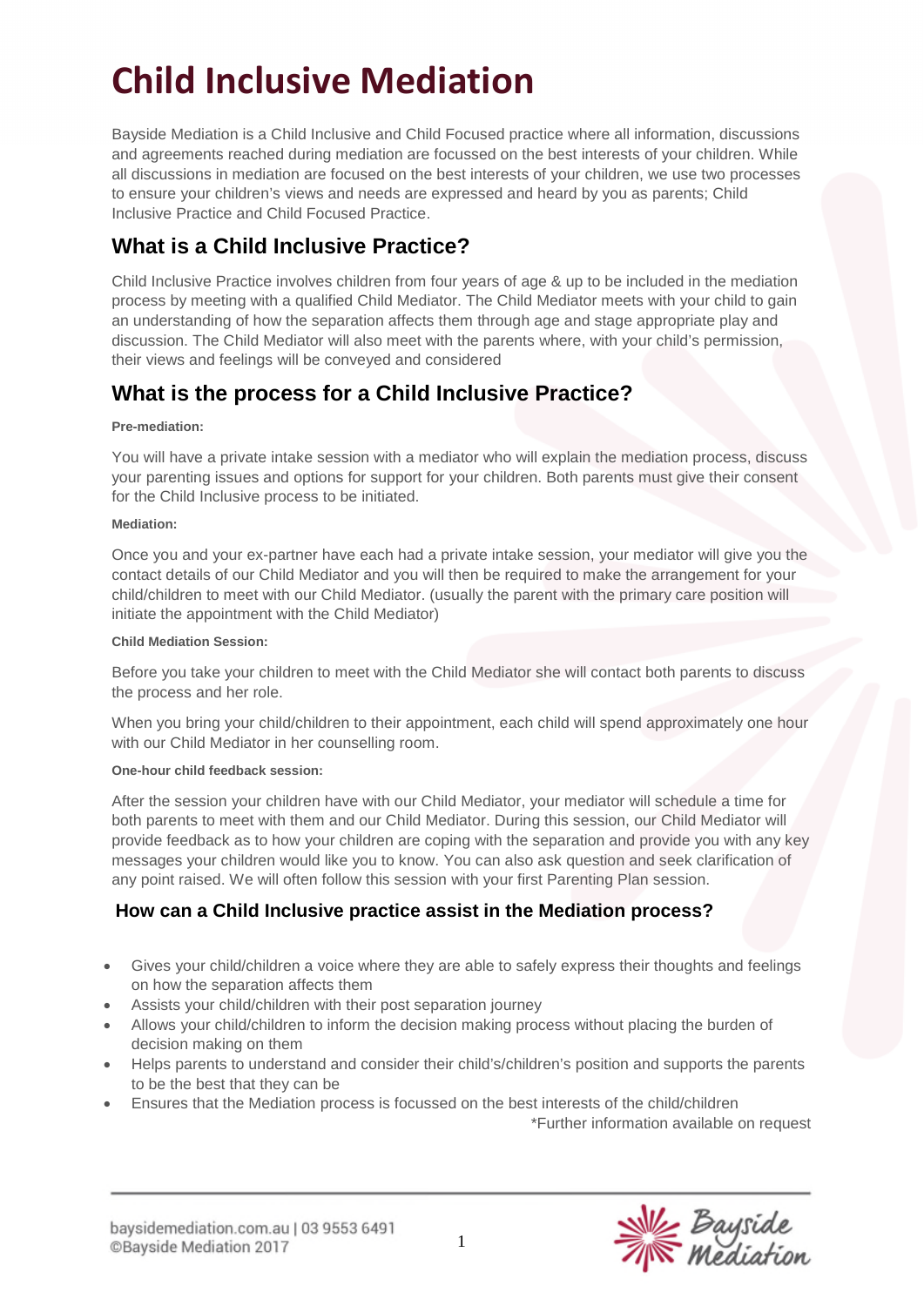# Child Inclusive Mediation

Bayside Mediation is a Child Inclusive and Child Focused practice where all information, discussions and agreements reached during mediation are focussed on the best interests of your children. While all discussions in mediation are focused on the best interests of your children, we use two processes to ensure your children's views and needs are expressed and heard by you as parents; Child Inclusive Practice and Child Focused Practice.

## What is a Child Inclusive Practice?

Child Inclusive Practice involves children from four years of age & up to be included in the mediation process by meeting with a qualified Child Mediator. The Child Mediator meets with your child to gain an understanding of how the separation affects them through age and stage appropriate play and discussion. The Child Mediator will also meet with the parents where, with your child's permission, their views and feelings will be conveyed and considered

## What is the process for a Child Inclusive Practice?

**Pre-mediation:**

You will have a private intake session with a mediator who will explain the mediation process, discuss your parenting issues and options for support for your children. Both parents must give their consent for the Child Inclusive process to be initiated.

**Mediation:**

Once you and your ex-partner have each had a private intake session, your mediator will give you the contact details of our Child Mediator and you will then be required to make the arrangement for your child/children to meet with our Child Mediator. (usually the parent with the primary care position will initiate the appointment with the Child Mediator)

**Child Mediation Session:**

Before you take your children to meet with the Child Mediator she will contact both parents to discuss the process and her role.

When you bring your child/children to their appointment, each child will spend approximately one hour with our Child Mediator in her counselling room.

**One-hour child feedback session:**

After the session your children have with our Child Mediator, your mediator will schedule a time for both parents to meet with them and our Child Mediator. During this session, our Child Mediator will provide feedback as to how your children are coping with the separation and provide you with any key messages your children would like you to know. You can also ask question and seek clarification of any point raised. We will often follow this session with your first Parenting Plan session.

### How can a Child Inclusive practice assist in the Mediation process?

- Gives your child/children a voice where they are able to safely express their thoughts and feelings on how the separation affects them
- Assists your child/children with their post separation journey
- Allows your child/children to inform the decision making process without placing the burden of decision making on them
- Helps parents to understand and consider their child's/children's position and supports the parents to be the best that they can be
- Ensures that the Mediation process is focussed on the best interests of the child/children

*Further information available on request

baysidemediation.com.au | 03 9553 6491
©Bayside Mediation 2017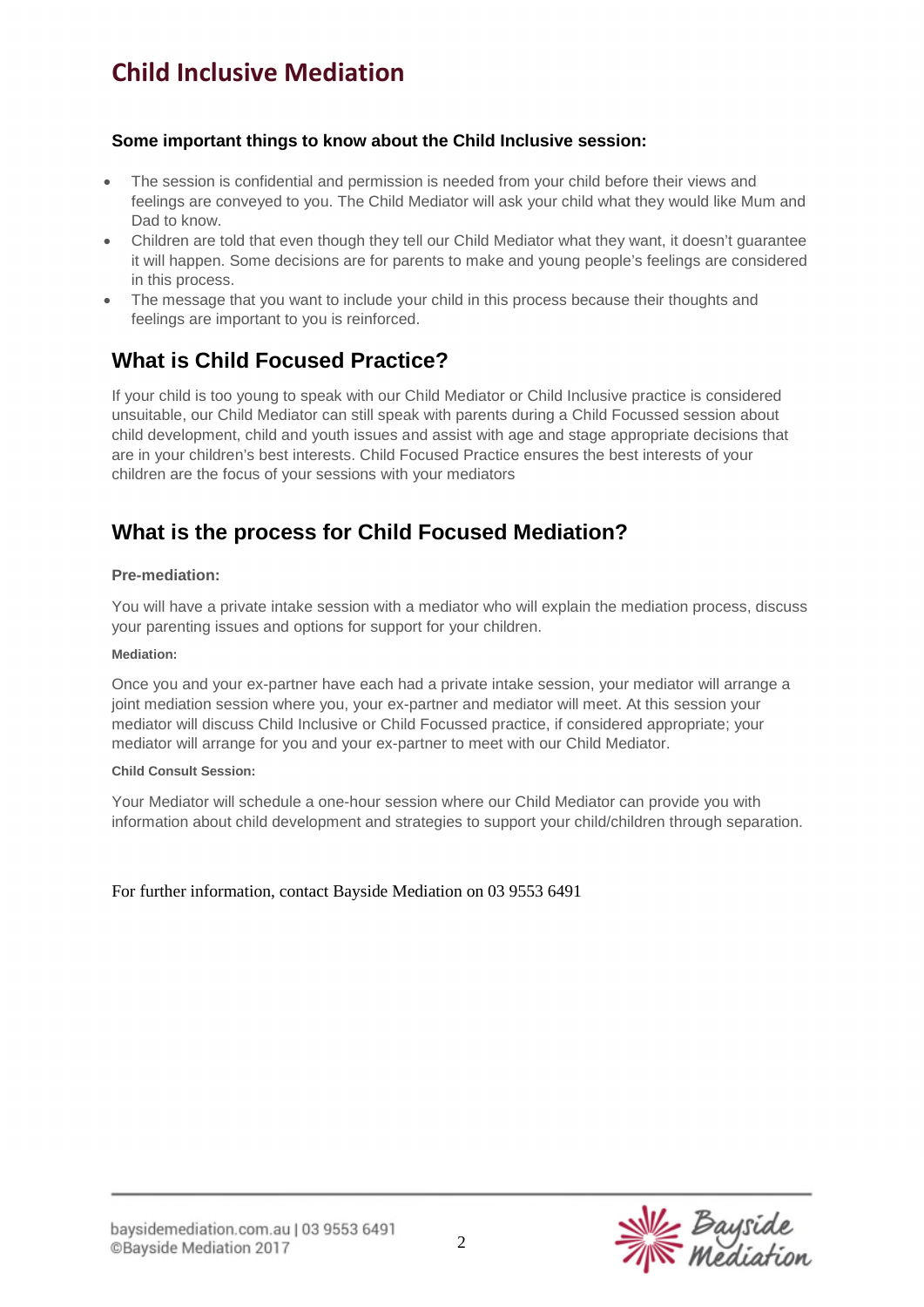# Child Inclusive Mediation

**Some important things to know about the Child Inclusive session:**

- The session is confidential and permission is needed from your child before their views and feelings are conveyed to you. The Child Mediator will ask your child what they would like Mum and Dad to know.
- Children are told that even though they tell our Child Mediator what they want, it doesn't guarantee it will happen. Some decisions are for parents to make and young people's feelings are considered in this process.
- The message that you want to include your child in this process because their thoughts and feelings are important to you is reinforced.

## What is Child Focused Practice?

If your child is too young to speak with our Child Mediator or Child Inclusive practice is considered unsuitable, our Child Mediator can still speak with parents during a Child Focussed session about child development, child and youth issues and assist with age and stage appropriate decisions that are in your children's best interests. Child Focused Practice ensures the best interests of your children are the focus of your sessions with your mediators

## What is the process for Child Focused Mediation?

**Pre-mediation:**

You will have a private intake session with a mediator who will explain the mediation process, discuss your parenting issues and options for support for your children.

**Mediation:**

Once you and your ex-partner have each had a private intake session, your mediator will arrange a joint mediation session where you, your ex-partner and mediator will meet. At this session your mediator will discuss Child Inclusive or Child Focussed practice, if considered appropriate; your mediator will arrange for you and your ex-partner to meet with our Child Mediator.

**Child Consult Session:**

Your Mediator will schedule a one-hour session where our Child Mediator can provide you with information about child development and strategies to support your child/children through separation.

For further information, contact Bayside Mediation on 03 9553 6491